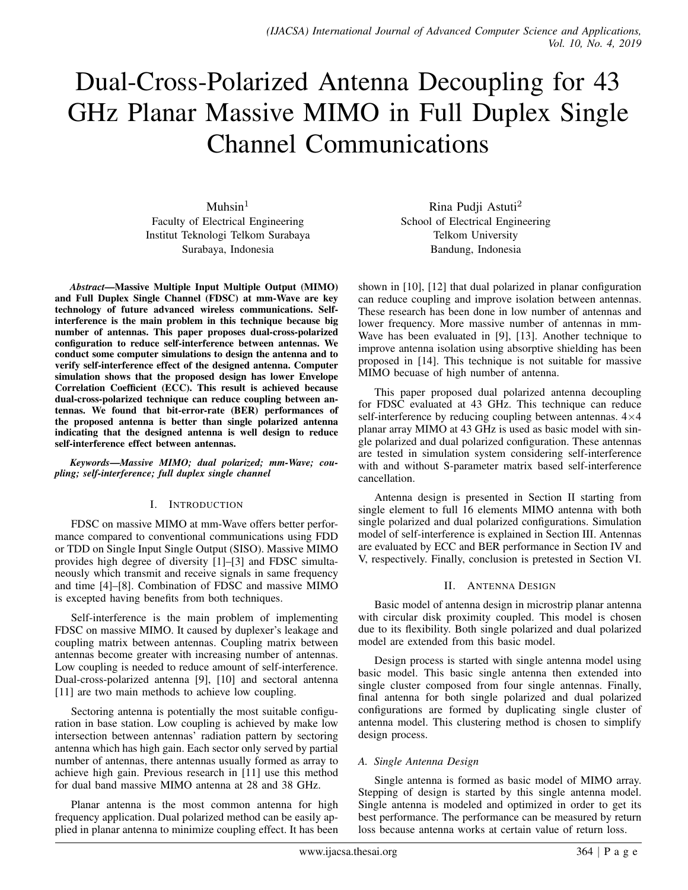# Dual-Cross-Polarized Antenna Decoupling for 43 GHz Planar Massive MIMO in Full Duplex Single Channel Communications

Muhsin[1]
Faculty of Electrical Engineering
Institut Teknologi Telkom Surabaya
Surabaya, Indonesia

Rina Pudji Astuti[2]
School of Electrical Engineering
Telkom University
Bandung, Indonesia

***Abstract*—Massive Multiple Input Multiple Output (MIMO) and Full Duplex Single Channel (FDSC) at mm-Wave are key technology of future advanced wireless communications. Self-interference is the main problem in this technique because big number of antennas. This paper proposes dual-cross-polarized configuration to reduce self-interference between antennas. We conduct some computer simulations to design the antenna and to verify self-interference effect of the designed antenna. Computer simulation shows that the proposed design has lower Envelope Correlation Coefficient (ECC). This result is achieved because dual-cross-polarized technique can reduce coupling between antennas. We found that bit-error-rate (BER) performances of the proposed antenna is better than single polarized antenna indicating that the designed antenna is well design to reduce self-interference effect between antennas.**

***Keywords*—*Massive MIMO; dual polarized; mm-Wave; coupling; self-interference; full duplex single channel***

## I. Introduction

FDSC on massive MIMO at mm-Wave offers better performance compared to conventional communications using FDD or TDD on Single Input Single Output (SISO). Massive MIMO provides high degree of diversity [1]–[3] and FDSC simultaneously which transmit and receive signals in same frequency and time [4]–[8]. Combination of FDSC and massive MIMO is excepted having benefits from both techniques.

Self-interference is the main problem of implementing FDSC on massive MIMO. It caused by duplexer's leakage and coupling matrix between antennas. Coupling matrix between antennas become greater with increasing number of antennas. Low coupling is needed to reduce amount of self-interference. Dual-cross-polarized antenna [9], [10] and sectoral antenna [11] are two main methods to achieve low coupling.

Sectoring antenna is potentially the most suitable configuration in base station. Low coupling is achieved by make low intersection between antennas' radiation pattern by sectoring antenna which has high gain. Each sector only served by partial number of antennas, there antennas usually formed as array to achieve high gain. Previous research in [11] use this method for dual band massive MIMO antenna at 28 and 38 GHz.

Planar antenna is the most common antenna for high frequency application. Dual polarized method can be easily applied in planar antenna to minimize coupling effect. It has been shown in [10], [12] that dual polarized in planar configuration can reduce coupling and improve isolation between antennas. These research has been done in low number of antennas and lower frequency. More massive number of antennas in mm-Wave has been evaluated in [9], [13]. Another technique to improve antenna isolation using absorptive shielding has been proposed in [14]. This technique is not suitable for massive MIMO becuase of high number of antenna.

This paper proposed dual polarized antenna decoupling for FDSC evaluated at 43 GHz. This technique can reduce self-interference by reducing coupling between antennas. $4\times4$ planar array MIMO at 43 GHz is used as basic model with single polarized and dual polarized configuration. These antennas are tested in simulation system considering self-interference with and without S-parameter matrix based self-interference cancellation.

Antenna design is presented in Section II starting from single element to full 16 elements MIMO antenna with both single polarized and dual polarized configurations. Simulation model of self-interference is explained in Section III. Antennas are evaluated by ECC and BER performance in Section IV and V, respectively. Finally, conclusion is pretested in Section VI.

## II. Antenna Design

Basic model of antenna design in microstrip planar antenna with circular disk proximity coupled. This model is chosen due to its flexibility. Both single polarized and dual polarized model are extended from this basic model.

Design process is started with single antenna model using basic model. This basic single antenna then extended into single cluster composed from four single antennas. Finally, final antenna for both single polarized and dual polarized configurations are formed by duplicating single cluster of antenna model. This clustering method is chosen to simplify design process.

### A. Single Antenna Design

Single antenna is formed as basic model of MIMO array. Stepping of design is started by this single antenna model. Single antenna is modeled and optimized in order to get its best performance. The performance can be measured by return loss because antenna works at certain value of return loss.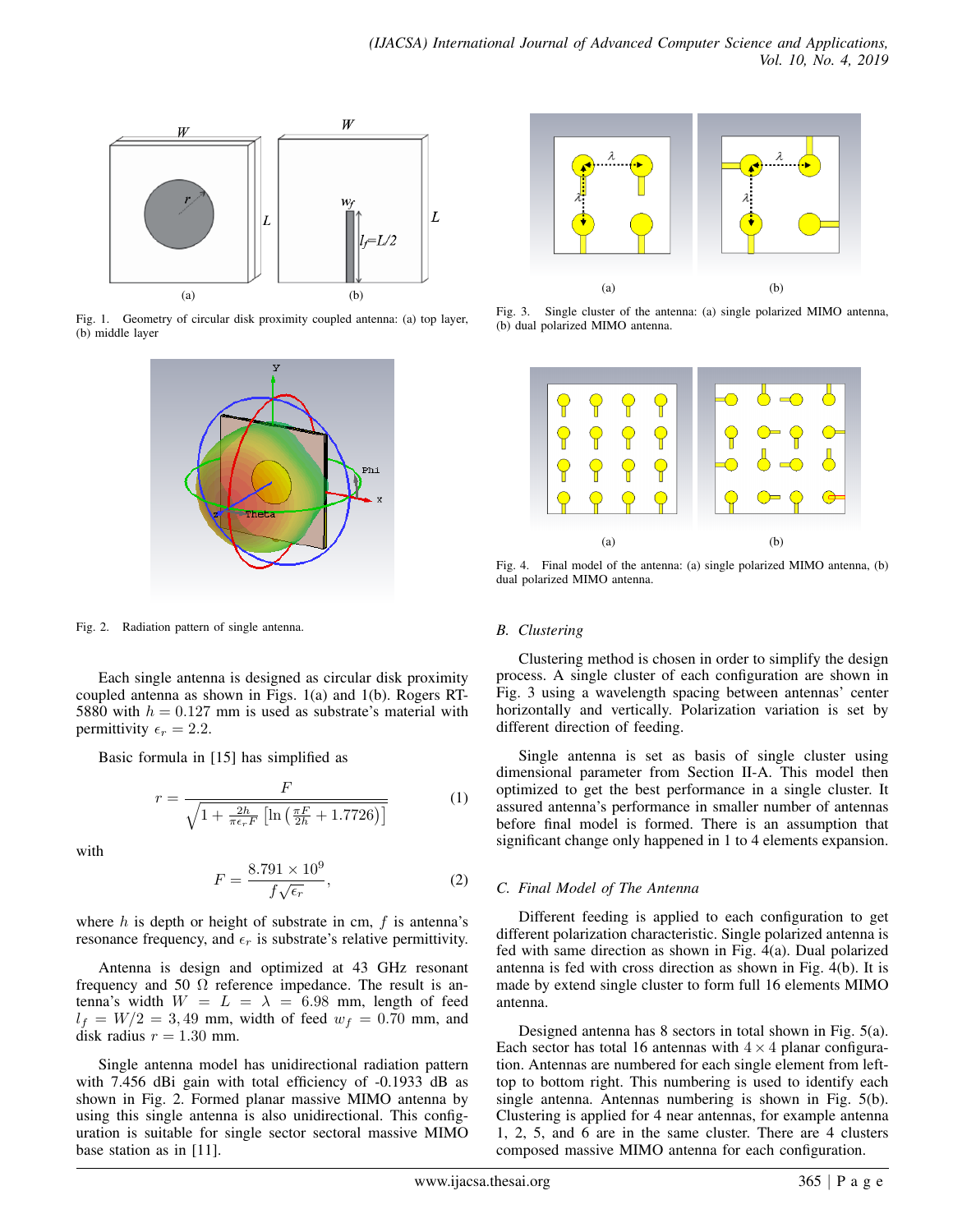Fig. 1. Geometry of circular disk proximity coupled antenna: (a) top layer, (b) middle layer

Fig. 2. Radiation pattern of single antenna.

Each single antenna is designed as circular disk proximity coupled antenna as shown in Figs. 1(a) and 1(b). Rogers RT-5880 with $h = 0.127$ mm is used as substrate's material with permittivity $\epsilon_r = 2.2$.

Basic formula in [15] has simplified as

$$r = \frac{F}{\sqrt{1 + \frac{2h}{\pi \epsilon_r F}\left[\ln\left(\frac{\pi F}{2h}\right) + 1.7726\right]}} \tag{1}$$

with

$$F = \frac{8.791 \times 10^9}{f\sqrt{\epsilon_r}}, \tag{2}$$

where $h$ is depth or height of substrate in cm, $f$ is antenna's resonance frequency, and $\epsilon_r$ is substrate's relative permittivity.

Antenna is design and optimized at 43 GHz resonant frequency and 50 $\Omega$ reference impedance. The result is antenna's width $W = L = \lambda = 6.98$ mm, length of feed $l_f = W/2 = 3,49$ mm, width of feed $w_f = 0.70$ mm, and disk radius $r = 1.30$ mm.

Single antenna model has unidirectional radiation pattern with 7.456 dBi gain with total efficiency of -0.1933 dB as shown in Fig. 2. Formed planar massive MIMO antenna by using this single antenna is also unidirectional. This configuration is suitable for single sector sectoral massive MIMO base station as in [11].

Fig. 3. Single cluster of the antenna: (a) single polarized MIMO antenna, (b) dual polarized MIMO antenna.

Fig. 4. Final model of the antenna: (a) single polarized MIMO antenna, (b) dual polarized MIMO antenna.

### B. Clustering

Clustering method is chosen in order to simplify the design process. A single cluster of each configuration are shown in Fig. 3 using a wavelength spacing between antennas' center horizontally and vertically. Polarization variation is set by different direction of feeding.

Single antenna is set as basis of single cluster using dimensional parameter from Section II-A. This model then optimized to get the best performance in a single cluster. It assured antenna's performance in smaller number of antennas before final model is formed. There is an assumption that significant change only happened in 1 to 4 elements expansion.

### C. Final Model of The Antenna

Different feeding is applied to each configuration to get different polarization characteristic. Single polarized antenna is fed with same direction as shown in Fig. 4(a). Dual polarized antenna is fed with cross direction as shown in Fig. 4(b). It is made by extend single cluster to form full 16 elements MIMO antenna.

Designed antenna has 8 sectors in total shown in Fig. 5(a). Each sector has total 16 antennas with $4 \times 4$ planar configuration. Antennas are numbered for each single element from left-top to bottom right. This numbering is used to identify each single antenna. Antennas numbering is shown in Fig. 5(b). Clustering is applied for 4 near antennas, for example antenna 1, 2, 5, and 6 are in the same cluster. There are 4 clusters composed massive MIMO antenna for each configuration.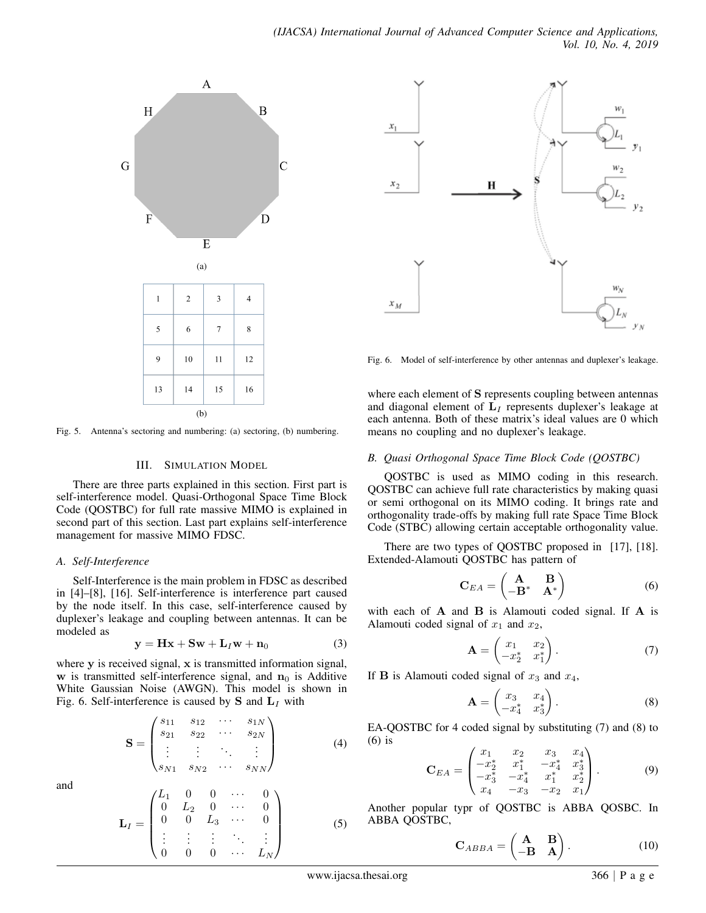Fig. 5. Antenna's sectoring and numbering: (a) sectoring, (b) numbering.

## III. SIMULATION MODEL

There are three parts explained in this section. First part is self-interference model. Quasi-Orthogonal Space Time Block Code (QOSTBC) for full rate massive MIMO is explained in second part of this section. Last part explains self-interference management for massive MIMO FDSC.

### A. Self-Interference

Self-Interference is the main problem in FDSC as described in [4]–[8], [16]. Self-interference is interference part caused by the node itself. In this case, self-interference caused by duplexer's leakage and coupling between antennas. It can be modeled as

$$\mathbf{y} = \mathbf{H}\mathbf{x} + \mathbf{S}\mathbf{w} + \mathbf{L}_I\mathbf{w} + \mathbf{n}_0 \tag{3}$$

where $\mathbf{y}$ is received signal, $\mathbf{x}$ is transmitted information signal, $\mathbf{w}$ is transmitted self-interference signal, and $\mathbf{n}_0$ is Additive White Gaussian Noise (AWGN). This model is shown in Fig. 6. Self-interference is caused by $\mathbf{S}$ and $\mathbf{L}_I$ with

$$\mathbf{S} = \begin{pmatrix} s_{11} & s_{12} & \cdots & s_{1N} \\ s_{21} & s_{22} & \cdots & s_{2N} \\ \vdots & \vdots & \ddots & \vdots \\ s_{N1} & s_{N2} & \cdots & s_{NN} \end{pmatrix} \tag{4}$$

and

$$\mathbf{L}_I = \begin{pmatrix} L_1 & 0 & 0 & \cdots & 0 \\ 0 & L_2 & 0 & \cdots & 0 \\ 0 & 0 & L_3 & \cdots & 0 \\ \vdots & \vdots & \vdots & \ddots & \vdots \\ 0 & 0 & 0 & \cdots & L_N \end{pmatrix} \tag{5}$$

Fig. 6. Model of self-interference by other antennas and duplexer's leakage.

where each element of $\mathbf{S}$ represents coupling between antennas and diagonal element of $\mathbf{L}_I$ represents duplexer's leakage at each antenna. Both of these matrix's ideal values are 0 which means no coupling and no duplexer's leakage.

### B. Quasi Orthogonal Space Time Block Code (QOSTBC)

QOSTBC is used as MIMO coding in this research. QOSTBC can achieve full rate characteristics by making quasi or semi orthogonal on its MIMO coding. It brings rate and orthogonality trade-offs by making full rate Space Time Block Code (STBC) allowing certain acceptable orthogonality value.

There are two types of QOSTBC proposed in [17], [18]. Extended-Alamouti QOSTBC has pattern of

$$\mathbf{C}_{EA} = \begin{pmatrix} \mathbf{A} & \mathbf{B} \\ -\mathbf{B}^* & \mathbf{A}^* \end{pmatrix} \tag{6}$$

with each of $\mathbf{A}$ and $\mathbf{B}$ is Alamouti coded signal. If $\mathbf{A}$ is Alamouti coded signal of $x_1$ and $x_2$,

$$\mathbf{A} = \begin{pmatrix} x_1 & x_2 \\ -x_2^* & x_1^* \end{pmatrix}. \tag{7}$$

If $\mathbf{B}$ is Alamouti coded signal of $x_3$ and $x_4$,

$$\mathbf{A} = \begin{pmatrix} x_3 & x_4 \\ -x_4^* & x_3^* \end{pmatrix}. \tag{8}$$

EA-QOSTBC for 4 coded signal by substituting (7) and (8) to (6) is

$$\mathbf{C}_{EA} = \begin{pmatrix} x_1 & x_2 & x_3 & x_4 \\ -x_2^* & x_1^* & -x_4^* & x_3^* \\ -x_3^* & -x_4^* & x_1^* & x_2^* \\ x_4 & -x_3 & -x_2 & x_1 \end{pmatrix}. \tag{9}$$

Another popular typr of QOSTBC is ABBA QOSBC. In ABBA QOSTBC,

$$\mathbf{C}_{ABBA} = \begin{pmatrix} \mathbf{A} & \mathbf{B} \\ -\mathbf{B} & \mathbf{A} \end{pmatrix}. \tag{10}$$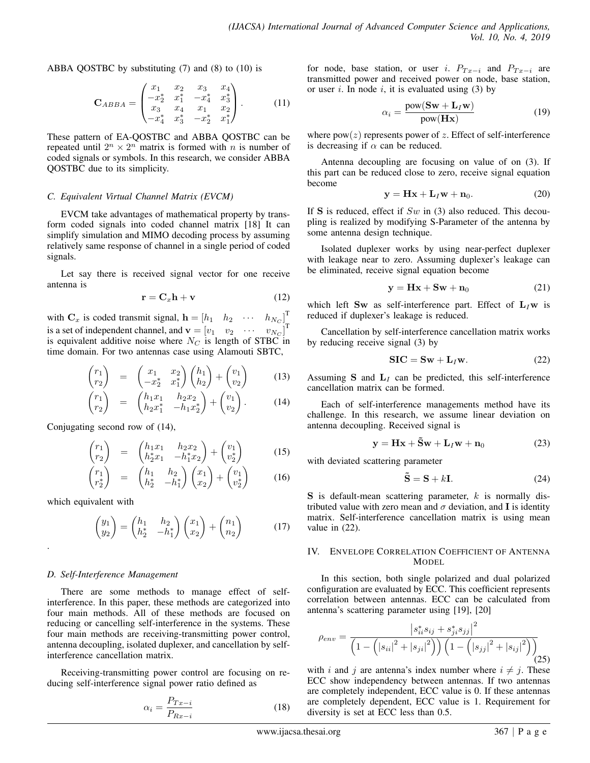ABBA QOSTBC by substituting (7) and (8) to (10) is

$$\mathbf{C}_{ABBA} = \begin{pmatrix} x_1 & x_2 & x_3 & x_4 \\ -x_2^* & x_1^* & -x_4^* & x_3^* \\ x_3 & x_4 & x_1 & x_2 \\ -x_4^* & x_3^* & -x_2^* & x_1^* \end{pmatrix}. \tag{11}$$

These pattern of EA-QOSTBC and ABBA QOSTBC can be repeated until $2^n \times 2^n$ matrix is formed with $n$ is number of coded signals or symbols. In this research, we consider ABBA QOSTBC due to its simplicity.

### C. Equivalent Virtual Channel Matrix (EVCM)

EVCM take advantages of mathematical property by transform coded signals into coded channel matrix [18] It can simplify simulation and MIMO decoding process by assuming relatively same response of channel in a single period of coded signals.

Let say there is received signal vector for one receive antenna is

$$\mathbf{r} = \mathbf{C}_x \mathbf{h} + \mathbf{v} \tag{12}$$

with $\mathbf{C}_x$ is coded transmit signal, $\mathbf{h} = \begin{bmatrix} h_1 & h_2 & \cdots & h_{N_C} \end{bmatrix}^{\mathrm{T}}$ is a set of independent channel, and $\mathbf{v} = \begin{bmatrix} v_1 & v_2 & \cdots & v_{N_C} \end{bmatrix}^{\mathrm{T}}$ is equivalent additive noise where $N_C$ is length of STBC in time domain. For two antennas case using Alamouti SBTC,

$$\begin{pmatrix} r_1 \\ r_2 \end{pmatrix} = \begin{pmatrix} x_1 & x_2 \\ -x_2^* & x_1^* \end{pmatrix} \begin{pmatrix} h_1 \\ h_2 \end{pmatrix} + \begin{pmatrix} v_1 \\ v_2 \end{pmatrix} \tag{13}$$

$$\begin{pmatrix} r_1 \\ r_2 \end{pmatrix} = \begin{pmatrix} h_1 x_1 & h_2 x_2 \\ h_2 x_1^* & -h_1 x_2^* \end{pmatrix} + \begin{pmatrix} v_1 \\ v_2 \end{pmatrix}. \tag{14}$$

Conjugating second row of (14),

$$\begin{pmatrix} r_1 \\ r_2 \end{pmatrix} = \begin{pmatrix} h_1 x_1 & h_2 x_2 \\ h_2^* x_1 & -h_1^* x_2 \end{pmatrix} + \begin{pmatrix} v_1 \\ v_2^* \end{pmatrix} \tag{15}$$

$$\begin{pmatrix} r_1 \\ r_2^* \end{pmatrix} = \begin{pmatrix} h_1 & h_2 \\ h_2^* & -h_1^* \end{pmatrix} \begin{pmatrix} x_1 \\ x_2 \end{pmatrix} + \begin{pmatrix} v_1 \\ v_2^* \end{pmatrix} \tag{16}$$

which equivalent with

$$\begin{pmatrix} y_1 \\ y_2 \end{pmatrix} = \begin{pmatrix} h_1 & h_2 \\ h_2^* & -h_1^* \end{pmatrix} \begin{pmatrix} x_1 \\ x_2 \end{pmatrix} + \begin{pmatrix} n_1 \\ n_2 \end{pmatrix} \tag{17}$$

.

### D. Self-Interference Management

There are some methods to manage effect of self-interference. In this paper, these methods are categorized into four main methods. All of these methods are focused on reducing or cancelling self-interference in the systems. These four main methods are receiving-transmitting power control, antenna decoupling, isolated duplexer, and cancellation by self-interference cancellation matrix.

Receiving-transmitting power control are focusing on reducing self-interference signal power ratio defined as

$$\alpha_i = \frac{P_{Tx-i}}{P_{Rx-i}} \tag{18}$$

for node, base station, or user $i$. $P_{Tx-i}$ and $P_{Tx-i}$ are transmitted power and received power on node, base station, or user $i$. In node $i$, it is evaluated using (3) by

$$\alpha_i = \frac{\mathrm{pow}(\mathbf{Sw} + \mathbf{L}_I \mathbf{w})}{\mathrm{pow}(\mathbf{Hx})} \tag{19}$$

where $\mathrm{pow}(z)$ represents power of $z$. Effect of self-interference is decreasing if $\alpha$ can be reduced.

Antenna decoupling are focusing on value of on (3). If this part can be reduced close to zero, receive signal equation become

$$\mathbf{y} = \mathbf{Hx} + \mathbf{L}_I \mathbf{w} + \mathbf{n}_0. \tag{20}$$

If $\mathbf{S}$ is reduced, effect if $Sw$ in (3) also reduced. This decoupling is realized by modifying S-Parameter of the antenna by some antenna design technique.

Isolated duplexer works by using near-perfect duplexer with leakage near to zero. Assuming duplexer's leakage can be eliminated, receive signal equation become

$$\mathbf{y} = \mathbf{Hx} + \mathbf{Sw} + \mathbf{n}_0 \tag{21}$$

which left $\mathbf{Sw}$ as self-interference part. Effect of $\mathbf{L}_I \mathbf{w}$ is reduced if duplexer's leakage is reduced.

Cancellation by self-interference cancellation matrix works by reducing receive signal (3) by

$$\mathbf{SIC} = \mathbf{Sw} + \mathbf{L}_I \mathbf{w}. \tag{22}$$

Assuming $\mathbf{S}$ and $\mathbf{L}_I$ can be predicted, this self-interference cancellation matrix can be formed.

Each of self-interference managements method have its challenge. In this research, we assume linear deviation on antenna decoupling. Received signal is

$$\mathbf{y} = \mathbf{Hx} + \tilde{\mathbf{S}}\mathbf{w} + \mathbf{L}_I \mathbf{w} + \mathbf{n}_0 \tag{23}$$

with deviated scattering parameter

$$\tilde{\mathbf{S}} = \mathbf{S} + k\mathbf{I}. \tag{24}$$

$\mathbf{S}$ is default-mean scattering parameter, $k$ is normally distributed value with zero mean and $\sigma$ deviation, and $\mathbf{I}$ is identity matrix. Self-interference cancellation matrix is using mean value in (22).

## IV. Envelope Correlation Coefficient of Antenna Model

In this section, both single polarized and dual polarized configuration are evaluated by ECC. This coefficient represents correlation between antennas. ECC can be calculated from antenna's scattering parameter using [19], [20]

$$\rho_{env} = \frac{\left| s_{ii}^* s_{ij} + s_{ji}^* s_{jj} \right|^2}{\left(1 - \left(\left|s_{ii}\right|^2 + \left|s_{ji}\right|^2\right)\right)\left(1 - \left(\left|s_{jj}\right|^2 + \left|s_{ij}\right|^2\right)\right)} \tag{25}$$

with $i$ and $j$ are antenna's index number where $i \neq j$. These ECC show independency between antennas. If two antennas are completely independent, ECC value is 0. If these antennas are completely dependent, ECC value is 1. Requirement for diversity is set at ECC less than 0.5.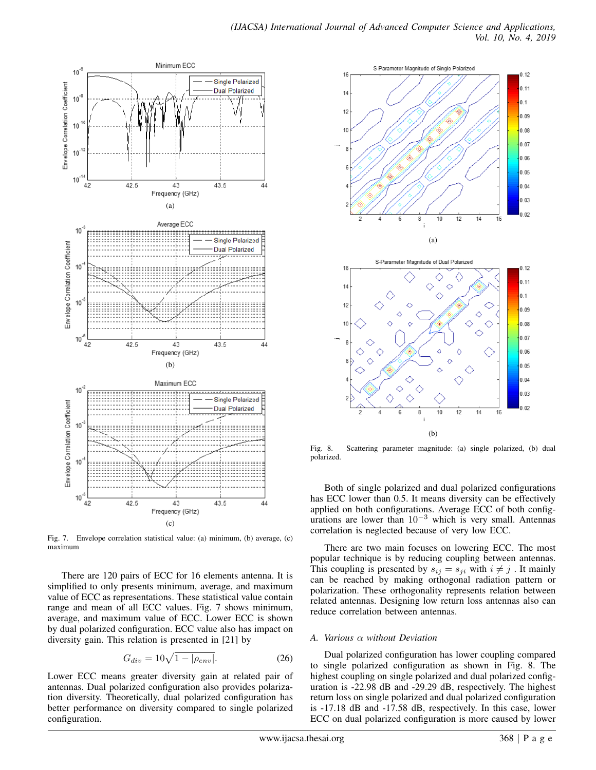Fig. 7. Envelope correlation statistical value: (a) minimum, (b) average, (c) maximum

There are 120 pairs of ECC for 16 elements antenna. It is simplified to only presents minimum, average, and maximum value of ECC as representations. These statistical value contain range and mean of all ECC values. Fig. 7 shows minimum, average, and maximum value of ECC. Lower ECC is shown by dual polarized configuration. ECC value also has impact on diversity gain. This relation is presented in [21] by

$$G_{div} = 10\sqrt{1 - |\rho_{env}|}. \tag{26}$$

Lower ECC means greater diversity gain at related pair of antennas. Dual polarized configuration also provides polarization diversity. Theoretically, dual polarized configuration has better performance on diversity compared to single polarized configuration.

Fig. 8. Scattering parameter magnitude: (a) single polarized, (b) dual polarized.

Both of single polarized and dual polarized configurations has ECC lower than 0.5. It means diversity can be effectively applied on both configurations. Average ECC of both configurations are lower than $10^{-3}$ which is very small. Antennas correlation is neglected because of very low ECC.

There are two main focuses on lowering ECC. The most popular technique is by reducing coupling between antennas. This coupling is presented by $s_{ij} = s_{ji}$ with $i \neq j$ . It mainly can be reached by making orthogonal radiation pattern or polarization. These orthogonality represents relation between related antennas. Designing low return loss antennas also can reduce correlation between antennas.

### A. Various $\alpha$ without Deviation

Dual polarized configuration has lower coupling compared to single polarized configuration as shown in Fig. 8. The highest coupling on single polarized and dual polarized configuration is -22.98 dB and -29.29 dB, respectively. The highest return loss on single polarized and dual polarized configuration is -17.18 dB and -17.58 dB, respectively. In this case, lower ECC on dual polarized configuration is more caused by lower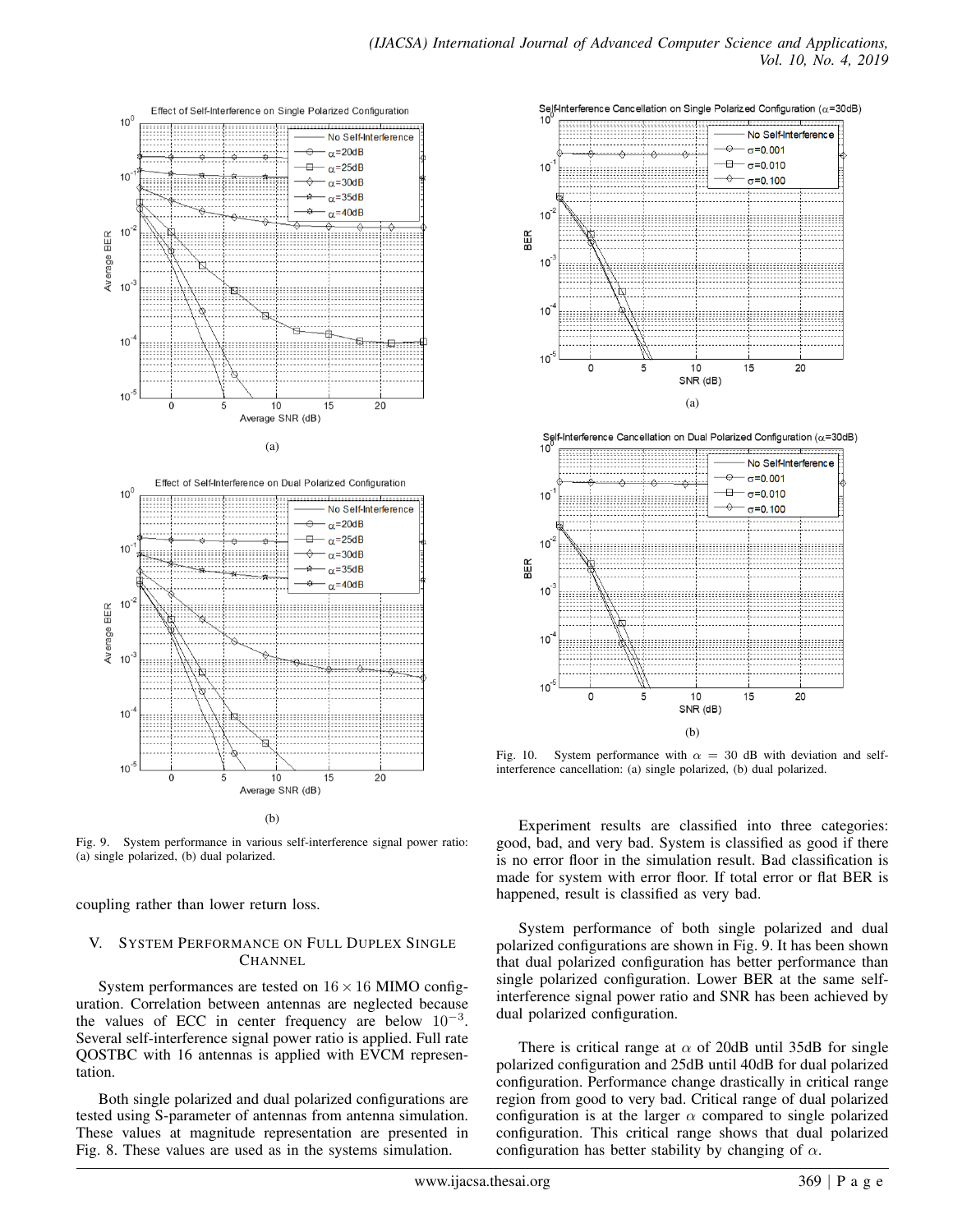Fig. 9. System performance in various self-interference signal power ratio: (a) single polarized, (b) dual polarized.

coupling rather than lower return loss.

## V. System Performance on Full Duplex Single Channel

System performances are tested on $16 \times 16$ MIMO configuration. Correlation between antennas are neglected because the values of ECC in center frequency are below $10^{-3}$. Several self-interference signal power ratio is applied. Full rate QOSTBC with 16 antennas is applied with EVCM representation.

Both single polarized and dual polarized configurations are tested using S-parameter of antennas from antenna simulation. These values at magnitude representation are presented in Fig. 8. These values are used as in the systems simulation.

Fig. 10. System performance with $\alpha = 30$ dB with deviation and self-interference cancellation: (a) single polarized, (b) dual polarized.

Experiment results are classified into three categories: good, bad, and very bad. System is classified as good if there is no error floor in the simulation result. Bad classification is made for system with error floor. If total error or flat BER is happened, result is classified as very bad.

System performance of both single polarized and dual polarized configurations are shown in Fig. 9. It has been shown that dual polarized configuration has better performance than single polarized configuration. Lower BER at the same self-interference signal power ratio and SNR has been achieved by dual polarized configuration.

There is critical range at $\alpha$ of 20dB until 35dB for single polarized configuration and 25dB until 40dB for dual polarized configuration. Performance change drastically in critical range region from good to very bad. Critical range of dual polarized configuration is at the larger $\alpha$ compared to single polarized configuration. This critical range shows that dual polarized configuration has better stability by changing of $\alpha$.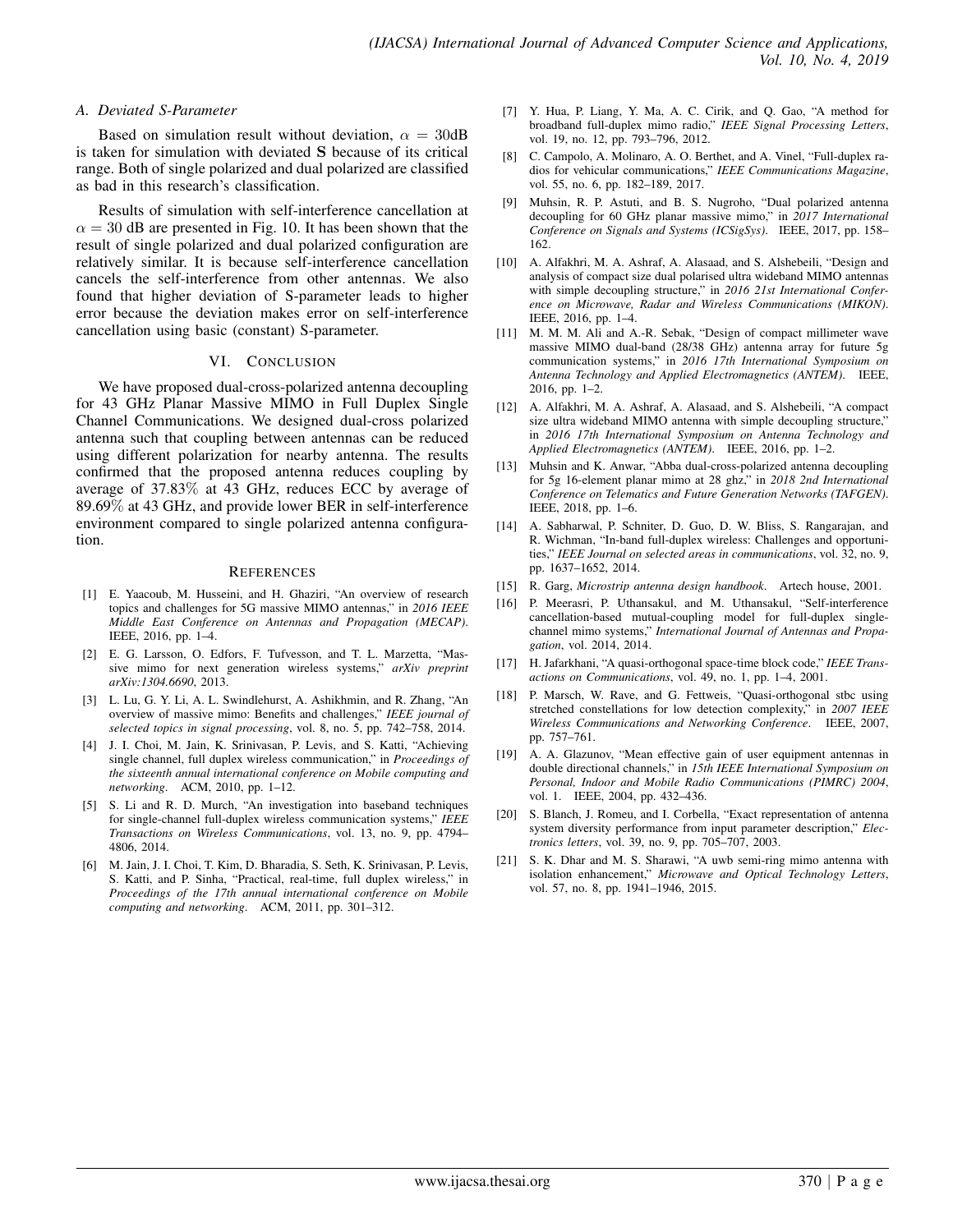### A. Deviated S-Parameter

Based on simulation result without deviation, $\alpha = 30$dB is taken for simulation with deviated $\mathbf{S}$ because of its critical range. Both of single polarized and dual polarized are classified as bad in this research's classification.

Results of simulation with self-interference cancellation at $\alpha = 30$ dB are presented in Fig. 10. It has been shown that the result of single polarized and dual polarized configuration are relatively similar. It is because self-interference cancellation cancels the self-interference from other antennas. We also found that higher deviation of S-parameter leads to higher error because the deviation makes error on self-interference cancellation using basic (constant) S-parameter.

## VI. Conclusion

We have proposed dual-cross-polarized antenna decoupling for 43 GHz Planar Massive MIMO in Full Duplex Single Channel Communications. We designed dual-cross polarized antenna such that coupling between antennas can be reduced using different polarization for nearby antenna. The results confirmed that the proposed antenna reduces coupling by average of 37.83% at 43 GHz, reduces ECC by average of 89.69% at 43 GHz, and provide lower BER in self-interference environment compared to single polarized antenna configuration.

## References

[1] E. Yaacoub, M. Husseini, and H. Ghaziri, "An overview of research topics and challenges for 5G massive MIMO antennas," in *2016 IEEE Middle East Conference on Antennas and Propagation (MECAP)*. IEEE, 2016, pp. 1–4.

[2] E. G. Larsson, O. Edfors, F. Tufvesson, and T. L. Marzetta, "Massive mimo for next generation wireless systems," *arXiv preprint arXiv:1304.6690*, 2013.

[3] L. Lu, G. Y. Li, A. L. Swindlehurst, A. Ashikhmin, and R. Zhang, "An overview of massive mimo: Benefits and challenges," *IEEE journal of selected topics in signal processing*, vol. 8, no. 5, pp. 742–758, 2014.

[4] J. I. Choi, M. Jain, K. Srinivasan, P. Levis, and S. Katti, "Achieving single channel, full duplex wireless communication," in *Proceedings of the sixteenth annual international conference on Mobile computing and networking*. ACM, 2010, pp. 1–12.

[5] S. Li and R. D. Murch, "An investigation into baseband techniques for single-channel full-duplex wireless communication systems," *IEEE Transactions on Wireless Communications*, vol. 13, no. 9, pp. 4794–4806, 2014.

[6] M. Jain, J. I. Choi, T. Kim, D. Bharadia, S. Seth, K. Srinivasan, P. Levis, S. Katti, and P. Sinha, "Practical, real-time, full duplex wireless," in *Proceedings of the 17th annual international conference on Mobile computing and networking*. ACM, 2011, pp. 301–312.

[7] Y. Hua, P. Liang, Y. Ma, A. C. Cirik, and Q. Gao, "A method for broadband full-duplex mimo radio," *IEEE Signal Processing Letters*, vol. 19, no. 12, pp. 793–796, 2012.

[8] C. Campolo, A. Molinaro, A. O. Berthet, and A. Vinel, "Full-duplex radios for vehicular communications," *IEEE Communications Magazine*, vol. 55, no. 6, pp. 182–189, 2017.

[9] Muhsin, R. P. Astuti, and B. S. Nugroho, "Dual polarized antenna decoupling for 60 GHz planar massive mimo," in *2017 International Conference on Signals and Systems (ICSigSys)*. IEEE, 2017, pp. 158–162.

[10] A. Alfakhri, M. A. Ashraf, A. Alasaad, and S. Alshebeili, "Design and analysis of compact size dual polarised ultra wideband MIMO antennas with simple decoupling structure," in *2016 21st International Conference on Microwave, Radar and Wireless Communications (MIKON)*. IEEE, 2016, pp. 1–4.

[11] M. M. M. Ali and A.-R. Sebak, "Design of compact millimeter wave massive MIMO dual-band (28/38 GHz) antenna array for future 5g communication systems," in *2016 17th International Symposium on Antenna Technology and Applied Electromagnetics (ANTEM)*. IEEE, 2016, pp. 1–2.

[12] A. Alfakhri, M. A. Ashraf, A. Alasaad, and S. Alshebeili, "A compact size ultra wideband MIMO antenna with simple decoupling structure," in *2016 17th International Symposium on Antenna Technology and Applied Electromagnetics (ANTEM)*. IEEE, 2016, pp. 1–2.

[13] Muhsin and K. Anwar, "Abba dual-cross-polarized antenna decoupling for 5g 16-element planar mimo at 28 ghz," in *2018 2nd International Conference on Telematics and Future Generation Networks (TAFGEN)*. IEEE, 2018, pp. 1–6.

[14] A. Sabharwal, P. Schniter, D. Guo, D. W. Bliss, S. Rangarajan, and R. Wichman, "In-band full-duplex wireless: Challenges and opportunities," *IEEE Journal on selected areas in communications*, vol. 32, no. 9, pp. 1637–1652, 2014.

[15] R. Garg, *Microstrip antenna design handbook*. Artech house, 2001.

[16] P. Meerasri, P. Uthansakul, and M. Uthansakul, "Self-interference cancellation-based mutual-coupling model for full-duplex single-channel mimo systems," *International Journal of Antennas and Propagation*, vol. 2014, 2014.

[17] H. Jafarkhani, "A quasi-orthogonal space-time block code," *IEEE Transactions on Communications*, vol. 49, no. 1, pp. 1–4, 2001.

[18] P. Marsch, W. Rave, and G. Fettweis, "Quasi-orthogonal stbc using stretched constellations for low detection complexity," in *2007 IEEE Wireless Communications and Networking Conference*. IEEE, 2007, pp. 757–761.

[19] A. A. Glazunov, "Mean effective gain of user equipment antennas in double directional channels," in *15th IEEE International Symposium on Personal, Indoor and Mobile Radio Communications (PIMRC) 2004*, vol. 1. IEEE, 2004, pp. 432–436.

[20] S. Blanch, J. Romeu, and I. Corbella, "Exact representation of antenna system diversity performance from input parameter description," *Electronics letters*, vol. 39, no. 9, pp. 705–707, 2003.

[21] S. K. Dhar and M. S. Sharawi, "A uwb semi-ring mimo antenna with isolation enhancement," *Microwave and Optical Technology Letters*, vol. 57, no. 8, pp. 1941–1946, 2015.